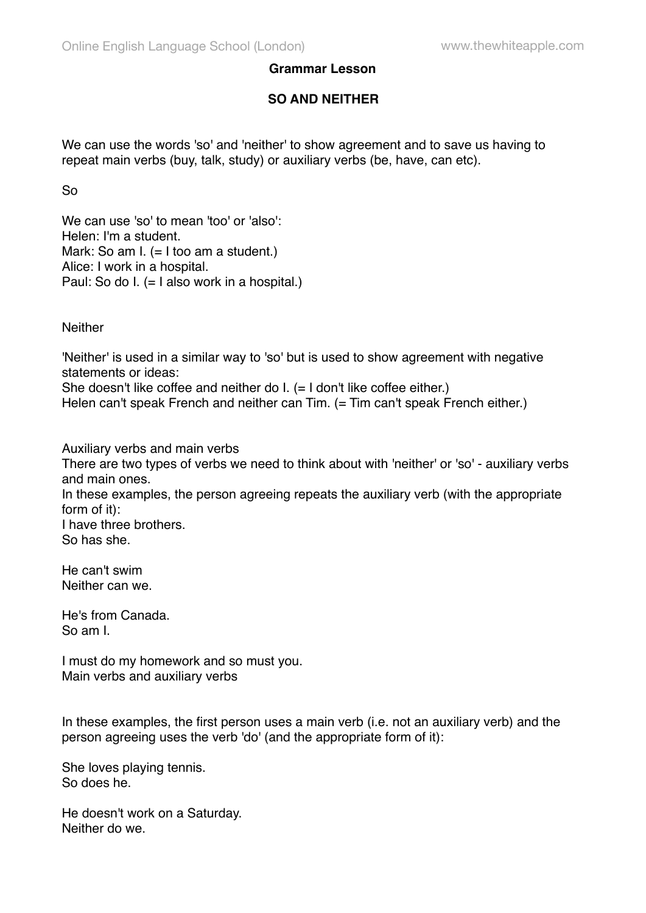**Grammar Lesson**

**SO AND NEITHER**

We can use the words 'so' and 'neither' to show agreement and to save us having to repeat main verbs (buy, talk, study) or auxiliary verbs (be, have, can etc).

So

We can use 'so' to mean 'too' or 'also':
Helen: I'm a student.
Mark: So am I. (= I too am a student.)
Alice: I work in a hospital.
Paul: So do I. (= I also work in a hospital.)

Neither

'Neither' is used in a similar way to 'so' but is used to show agreement with negative statements or ideas:
She doesn't like coffee and neither do I. (= I don't like coffee either.)
Helen can't speak French and neither can Tim. (= Tim can't speak French either.)

Auxiliary verbs and main verbs
There are two types of verbs we need to think about with 'neither' or 'so' - auxiliary verbs and main ones.
In these examples, the person agreeing repeats the auxiliary verb (with the appropriate form of it):
I have three brothers.
So has she.

He can't swim
Neither can we.

He's from Canada.
So am I.

I must do my homework and so must you.
Main verbs and auxiliary verbs

In these examples, the first person uses a main verb (i.e. not an auxiliary verb) and the person agreeing uses the verb 'do' (and the appropriate form of it):

She loves playing tennis.
So does he.

He doesn't work on a Saturday.
Neither do we.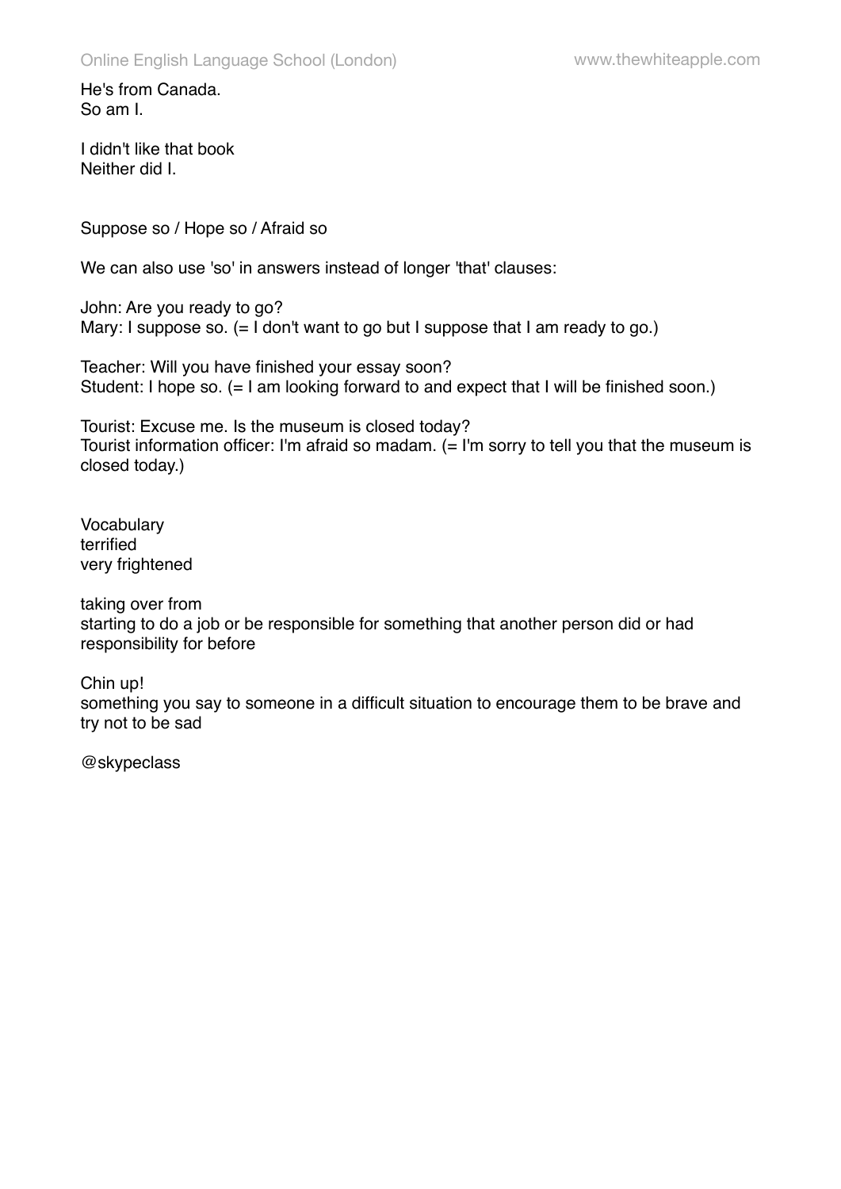He's from Canada.
So am I.

I didn't like that book
Neither did I.

Suppose so / Hope so / Afraid so

We can also use 'so' in answers instead of longer 'that' clauses:

John: Are you ready to go?
Mary: I suppose so. (= I don't want to go but I suppose that I am ready to go.)

Teacher: Will you have finished your essay soon?
Student: I hope so. (= I am looking forward to and expect that I will be finished soon.)

Tourist: Excuse me. Is the museum is closed today?
Tourist information officer: I'm afraid so madam. (= I'm sorry to tell you that the museum is closed today.)

Vocabulary
terrified
very frightened

taking over from
starting to do a job or be responsible for something that another person did or had responsibility for before

Chin up!
something you say to someone in a difficult situation to encourage them to be brave and try not to be sad

@skypeclass